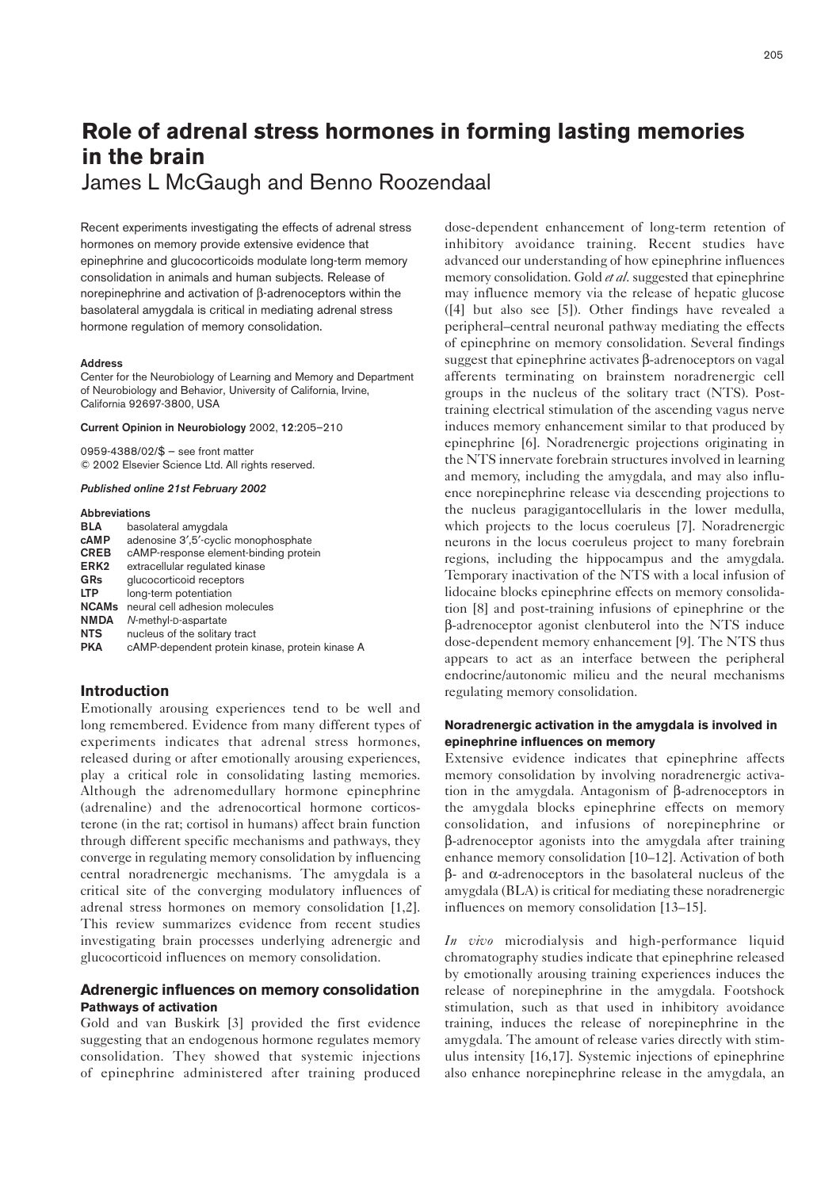# Role of adrenal stress hormones in forming lasting memories in the brain

James L McGaugh and Benno Roozendaal

Recent experiments investigating the effects of adrenal stress hormones on memory provide extensive evidence that epinephrine and glucocorticoids modulate long-term memory consolidation in animals and human subjects. Release of norepinephrine and activation of β-adrenoceptors within the basolateral amygdala is critical in mediating adrenal stress hormone regulation of memory consolidation.

#### Address

Center for the Neurobiology of Learning and Memory and Department of Neurobiology and Behavior, University of California, Irvine, California 92697-3800, USA

**Current Opinion in Neurobiology** 2002, **12**:205–210

0959-4388/02/$ — see front matter
© 2002 Elsevier Science Ltd. All rights reserved.

***Published online 21st February 2002***

#### Abbreviations

| | |
|---|---|
| **BLA** | basolateral amygdala |
| **cAMP** | adenosine 3′,5′-cyclic monophosphate |
| **CREB** | cAMP-response element-binding protein |
| **ERK2** | extracellular regulated kinase |
| **GRs** | glucocorticoid receptors |
| **LTP** | long-term potentiation |
| **NCAMs** | neural cell adhesion molecules |
| **NMDA** | *N*-methyl-D-aspartate |
| **NTS** | nucleus of the solitary tract |
| **PKA** | cAMP-dependent protein kinase, protein kinase A |

## Introduction

Emotionally arousing experiences tend to be well and long remembered. Evidence from many different types of experiments indicates that adrenal stress hormones, released during or after emotionally arousing experiences, play a critical role in consolidating lasting memories. Although the adrenomedullary hormone epinephrine (adrenaline) and the adrenocortical hormone corticosterone (in the rat; cortisol in humans) affect brain function through different specific mechanisms and pathways, they converge in regulating memory consolidation by influencing central noradrenergic mechanisms. The amygdala is a critical site of the converging modulatory influences of adrenal stress hormones on memory consolidation [1,2]. This review summarizes evidence from recent studies investigating brain processes underlying adrenergic and glucocorticoid influences on memory consolidation.

## Adrenergic influences on memory consolidation

### Pathways of activation

Gold and van Buskirk [3] provided the first evidence suggesting that an endogenous hormone regulates memory consolidation. They showed that systemic injections of epinephrine administered after training produced dose-dependent enhancement of long-term retention of inhibitory avoidance training. Recent studies have advanced our understanding of how epinephrine influences memory consolidation. Gold *et al.* suggested that epinephrine may influence memory via the release of hepatic glucose ([4] but also see [5]). Other findings have revealed a peripheral–central neuronal pathway mediating the effects of epinephrine on memory consolidation. Several findings suggest that epinephrine activates β-adrenoceptors on vagal afferents terminating on brainstem noradrenergic cell groups in the nucleus of the solitary tract (NTS). Post-training electrical stimulation of the ascending vagus nerve induces memory enhancement similar to that produced by epinephrine [6]. Noradrenergic projections originating in the NTS innervate forebrain structures involved in learning and memory, including the amygdala, and may also influence norepinephrine release via descending projections to the nucleus paragigantocellularis in the lower medulla, which projects to the locus coeruleus [7]. Noradrenergic neurons in the locus coeruleus project to many forebrain regions, including the hippocampus and the amygdala. Temporary inactivation of the NTS with a local infusion of lidocaine blocks epinephrine effects on memory consolidation [8] and post-training infusions of epinephrine or the β-adrenoceptor agonist clenbuterol into the NTS induce dose-dependent memory enhancement [9]. The NTS thus appears to act as an interface between the peripheral endocrine/autonomic milieu and the neural mechanisms regulating memory consolidation.

### Noradrenergic activation in the amygdala is involved in epinephrine influences on memory

Extensive evidence indicates that epinephrine affects memory consolidation by involving noradrenergic activation in the amygdala. Antagonism of β-adrenoceptors in the amygdala blocks epinephrine effects on memory consolidation, and infusions of norepinephrine or β-adrenoceptor agonists into the amygdala after training enhance memory consolidation [10–12]. Activation of both β- and α-adrenoceptors in the basolateral nucleus of the amygdala (BLA) is critical for mediating these noradrenergic influences on memory consolidation [13–15].

*In vivo* microdialysis and high-performance liquid chromatography studies indicate that epinephrine released by emotionally arousing training experiences induces the release of norepinephrine in the amygdala. Footshock stimulation, such as that used in inhibitory avoidance training, induces the release of norepinephrine in the amygdala. The amount of release varies directly with stimulus intensity [16,17]. Systemic injections of epinephrine also enhance norepinephrine release in the amygdala, an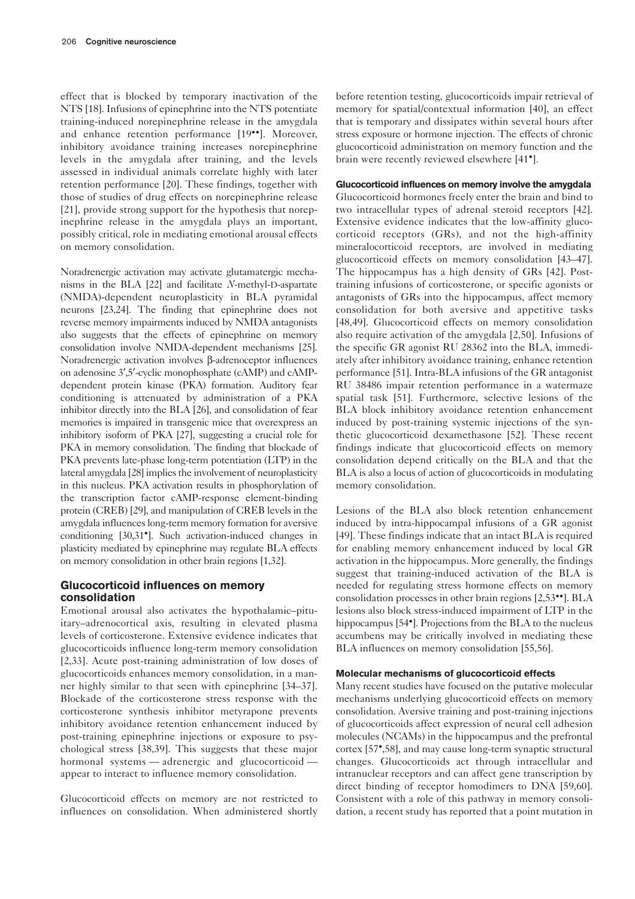effect that is blocked by temporary inactivation of the NTS [18]. Infusions of epinephrine into the NTS potentiate training-induced norepinephrine release in the amygdala and enhance retention performance [19••]. Moreover, inhibitory avoidance training increases norepinephrine levels in the amygdala after training, and the levels assessed in individual animals correlate highly with later retention performance [20]. These findings, together with those of studies of drug effects on norepinephrine release [21], provide strong support for the hypothesis that norepinephrine release in the amygdala plays an important, possibly critical, role in mediating emotional arousal effects on memory consolidation.

Noradrenergic activation may activate glutamatergic mechanisms in the BLA [22] and facilitate *N*-methyl-D-aspartate (NMDA)-dependent neuroplasticity in BLA pyramidal neurons [23,24]. The finding that epinephrine does not reverse memory impairments induced by NMDA antagonists also suggests that the effects of epinephrine on memory consolidation involve NMDA-dependent mechanisms [25]. Noradrenergic activation involves β-adrenoceptor influences on adenosine 3′,5′-cyclic monophosphate (cAMP) and cAMP-dependent protein kinase (PKA) formation. Auditory fear conditioning is attenuated by administration of a PKA inhibitor directly into the BLA [26], and consolidation of fear memories is impaired in transgenic mice that overexpress an inhibitory isoform of PKA [27], suggesting a crucial role for PKA in memory consolidation. The finding that blockade of PKA prevents late-phase long-term potentiation (LTP) in the lateral amygdala [28] implies the involvement of neuroplasticity in this nucleus. PKA activation results in phosphorylation of the transcription factor cAMP-response element-binding protein (CREB) [29], and manipulation of CREB levels in the amygdala influences long-term memory formation for aversive conditioning [30,31•]. Such activation-induced changes in plasticity mediated by epinephrine may regulate BLA effects on memory consolidation in other brain regions [1,32].

## Glucocorticoid influences on memory consolidation

Emotional arousal also activates the hypothalamic–pituitary–adrenocortical axis, resulting in elevated plasma levels of corticosterone. Extensive evidence indicates that glucocorticoids influence long-term memory consolidation [2,33]. Acute post-training administration of low doses of glucocorticoids enhances memory consolidation, in a manner highly similar to that seen with epinephrine [34–37]. Blockade of the corticosterone stress response with the corticosterone synthesis inhibitor metyrapone prevents inhibitory avoidance retention enhancement induced by post-training epinephrine injections or exposure to psychological stress [38,39]. This suggests that these major hormonal systems — adrenergic and glucocorticoid — appear to interact to influence memory consolidation.

Glucocorticoid effects on memory are not restricted to influences on consolidation. When administered shortly before retention testing, glucocorticoids impair retrieval of memory for spatial/contextual information [40], an effect that is temporary and dissipates within several hours after stress exposure or hormone injection. The effects of chronic glucocorticoid administration on memory function and the brain were recently reviewed elsewhere [41•].

### Glucocorticoid influences on memory involve the amygdala

Glucocorticoid hormones freely enter the brain and bind to two intracellular types of adrenal steroid receptors [42]. Extensive evidence indicates that the low-affinity glucocorticoid receptors (GRs), and not the high-affinity mineralocorticoid receptors, are involved in mediating glucocorticoid effects on memory consolidation [43–47]. The hippocampus has a high density of GRs [42]. Post-training infusions of corticosterone, or specific agonists or antagonists of GRs into the hippocampus, affect memory consolidation for both aversive and appetitive tasks [48,49]. Glucocorticoid effects on memory consolidation also require activation of the amygdala [2,50]. Infusions of the specific GR agonist RU 28362 into the BLA, immediately after inhibitory avoidance training, enhance retention performance [51]. Intra-BLA infusions of the GR antagonist RU 38486 impair retention performance in a watermaze spatial task [51]. Furthermore, selective lesions of the BLA block inhibitory avoidance retention enhancement induced by post-training systemic injections of the synthetic glucocorticoid dexamethasone [52]. These recent findings indicate that glucocorticoid effects on memory consolidation depend critically on the BLA and that the BLA is also a locus of action of glucocorticoids in modulating memory consolidation.

Lesions of the BLA also block retention enhancement induced by intra-hippocampal infusions of a GR agonist [49]. These findings indicate that an intact BLA is required for enabling memory enhancement induced by local GR activation in the hippocampus. More generally, the findings suggest that training-induced activation of the BLA is needed for regulating stress hormone effects on memory consolidation processes in other brain regions [2,53••]. BLA lesions also block stress-induced impairment of LTP in the hippocampus [54•]. Projections from the BLA to the nucleus accumbens may be critically involved in mediating these BLA influences on memory consolidation [55,56].

### Molecular mechanisms of glucocorticoid effects

Many recent studies have focused on the putative molecular mechanisms underlying glucocorticoid effects on memory consolidation. Aversive training and post-training injections of glucocorticoids affect expression of neural cell adhesion molecules (NCAMs) in the hippocampus and the prefrontal cortex [57•,58], and may cause long-term synaptic structural changes. Glucocorticoids act through intracellular and intranuclear receptors and can affect gene transcription by direct binding of receptor homodimers to DNA [59,60]. Consistent with a role of this pathway in memory consolidation, a recent study has reported that a point mutation in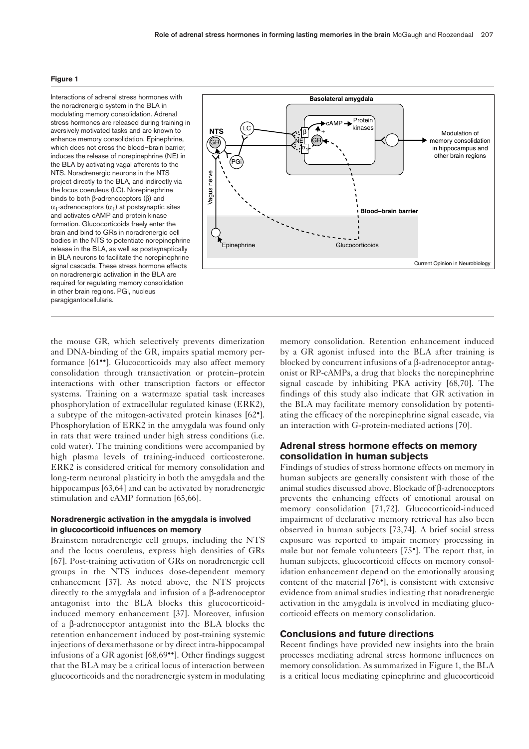**Figure 1**

Interactions of adrenal stress hormones with the noradrenergic system in the BLA in modulating memory consolidation. Adrenal stress hormones are released during training in aversively motivated tasks and are known to enhance memory consolidation. Epinephrine, which does not cross the blood–brain barrier, induces the release of norepinephrine (NE) in the BLA by activating vagal afferents to the NTS. Noradrenergic neurons in the NTS project directly to the BLA, and indirectly via the locus coeruleus (LC). Norepinephrine binds to both β-adrenoceptors (β) and $\alpha_1$-adrenoceptors ($\alpha_1$) at postsynaptic sites and activates cAMP and protein kinase formation. Glucocorticoids freely enter the brain and bind to GRs in noradrenergic cell bodies in the NTS to potentiate norepinephrine release in the BLA, as well as postsynaptically in BLA neurons to facilitate the norepinephrine signal cascade. These stress hormone effects on noradrenergic activation in the BLA are required for regulating memory consolidation in other brain regions. PGi, nucleus paragigantocellularis.

the mouse GR, which selectively prevents dimerization and DNA-binding of the GR, impairs spatial memory performance [61••]. Glucocorticoids may also affect memory consolidation through transactivation or protein–protein interactions with other transcription factors or effector systems. Training on a watermaze spatial task increases phosphorylation of extracellular regulated kinase (ERK2), a subtype of the mitogen-activated protein kinases [62•]. Phosphorylation of ERK2 in the amygdala was found only in rats that were trained under high stress conditions (i.e. cold water). The training conditions were accompanied by high plasma levels of training-induced corticosterone. ERK2 is considered critical for memory consolidation and long-term neuronal plasticity in both the amygdala and the hippocampus [63,64] and can be activated by noradrenergic stimulation and cAMP formation [65,66].

### Noradrenergic activation in the amygdala is involved in glucocorticoid influences on memory

Brainstem noradrenergic cell groups, including the NTS and the locus coeruleus, express high densities of GRs [67]. Post-training activation of GRs on noradrenergic cell groups in the NTS induces dose-dependent memory enhancement [37]. As noted above, the NTS projects directly to the amygdala and infusion of a β-adrenoceptor antagonist into the BLA blocks this glucocorticoid-induced memory enhancement [37]. Moreover, infusion of a β-adrenoceptor antagonist into the BLA blocks the retention enhancement induced by post-training systemic injections of dexamethasone or by direct intra-hippocampal infusions of a GR agonist [68,69••]. Other findings suggest that the BLA may be a critical locus of interaction between glucocorticoids and the noradrenergic system in modulating memory consolidation. Retention enhancement induced by a GR agonist infused into the BLA after training is blocked by concurrent infusions of a β-adrenoceptor antagonist or RP-cAMPs, a drug that blocks the norepinephrine signal cascade by inhibiting PKA activity [68,70]. The findings of this study also indicate that GR activation in the BLA may facilitate memory consolidation by potentiating the efficacy of the norepinephrine signal cascade, via an interaction with G-protein-mediated actions [70].

## Adrenal stress hormone effects on memory consolidation in human subjects

Findings of studies of stress hormone effects on memory in human subjects are generally consistent with those of the animal studies discussed above. Blockade of β-adrenoceptors prevents the enhancing effects of emotional arousal on memory consolidation [71,72]. Glucocorticoid-induced impairment of declarative memory retrieval has also been observed in human subjects [73,74]. A brief social stress exposure was reported to impair memory processing in male but not female volunteers [75•]. The report that, in human subjects, glucocorticoid effects on memory consolidation enhancement depend on the emotionally arousing content of the material [76•], is consistent with extensive evidence from animal studies indicating that noradrenergic activation in the amygdala is involved in mediating glucocorticoid effects on memory consolidation.

## Conclusions and future directions

Recent findings have provided new insights into the brain processes mediating adrenal stress hormone influences on memory consolidation. As summarized in Figure 1, the BLA is a critical locus mediating epinephrine and glucocorticoid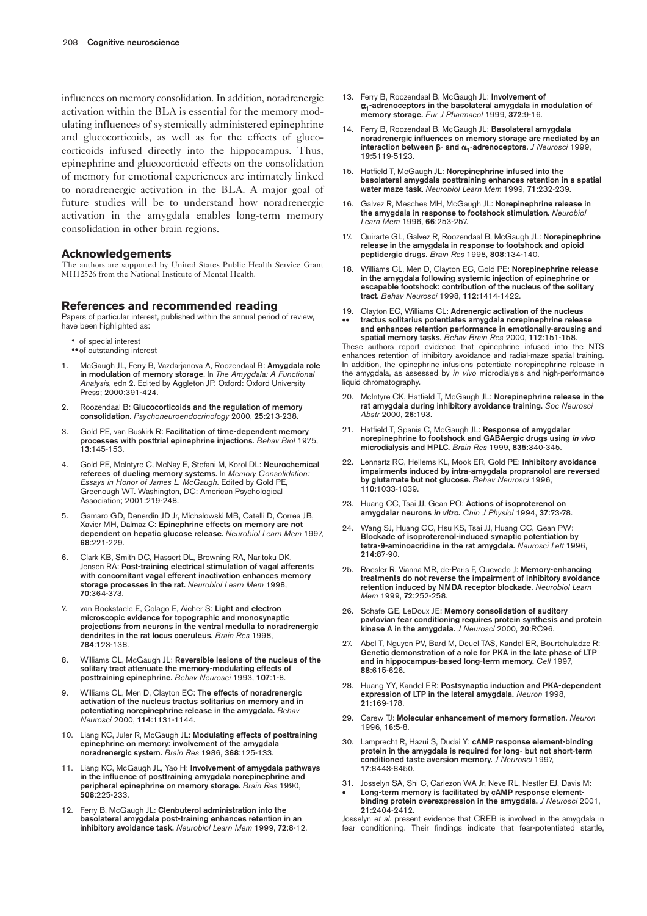influences on memory consolidation. In addition, noradrenergic activation within the BLA is essential for the memory modulating influences of systemically administered epinephrine and glucocorticoids, as well as for the effects of glucocorticoids infused directly into the hippocampus. Thus, epinephrine and glucocorticoid effects on the consolidation of memory for emotional experiences are intimately linked to noradrenergic activation in the BLA. A major goal of future studies will be to understand how noradrenergic activation in the amygdala enables long-term memory consolidation in other brain regions.

## Acknowledgements

The authors are supported by United States Public Health Service Grant MH12526 from the National Institute of Mental Health.

## References and recommended reading

Papers of particular interest, published within the annual period of review, have been highlighted as:

- • of special interest
- •• of outstanding interest

1. McGaugh JL, Ferry B, Vazdarjanova A, Roozendaal B: **Amygdala role in modulation of memory storage**. In *The Amygdala: A Functional Analysis,* edn 2. Edited by Aggleton JP. Oxford: Oxford University Press; 2000:391-424.
2. Roozendaal B: **Glucocorticoids and the regulation of memory consolidation.** *Psychoneuroendocrinology* 2000, **25**:213-238.
3. Gold PE, van Buskirk R: **Facilitation of time-dependent memory processes with posttrial epinephrine injections.** *Behav Biol* 1975, **13**:145-153.
4. Gold PE, McIntyre C, McNay E, Stefani M, Korol DL: **Neurochemical referees of dueling memory systems.** In *Memory Consolidation: Essays in Honor of James L. McGaugh*. Edited by Gold PE, Greenough WT. Washington, DC: American Psychological Association; 2001:219-248.
5. Gamaro GD, Denerdin JD Jr, Michalowski MB, Catelli D, Correa JB, Xavier MH, Dalmaz C: **Epinephrine effects on memory are not dependent on hepatic glucose release.** *Neurobiol Learn Mem* 1997, **68**:221-229.
6. Clark KB, Smith DC, Hassert DL, Browning RA, Naritoku DK, Jensen RA: **Post-training electrical stimulation of vagal afferents with concomitant vagal efferent inactivation enhances memory storage processes in the rat.** *Neurobiol Learn Mem* 1998, **70**:364-373.
7. van Bockstaele E, Colago E, Aicher S: **Light and electron microscopic evidence for topographic and monosynaptic projections from neurons in the ventral medulla to noradrenergic dendrites in the rat locus coeruleus.** *Brain Res* 1998, **784**:123-138.
8. Williams CL, McGaugh JL: **Reversible lesions of the nucleus of the solitary tract attenuate the memory-modulating effects of posttraining epinephrine.** *Behav Neurosci* 1993, **107**:1-8.
9. Williams CL, Men D, Clayton EC: **The effects of noradrenergic activation of the nucleus tractus solitarius on memory and in potentiating norepinephrine release in the amygdala.** *Behav Neurosci* 2000, **114**:1131-1144.
10. Liang KC, Juler R, McGaugh JL: **Modulating effects of posttraining epinephrine on memory: involvement of the amygdala noradrenergic system.** *Brain Res* 1986, **368**:125-133.
11. Liang KC, McGaugh JL, Yao H: **Involvement of amygdala pathways in the influence of posttraining amygdala norepinephrine and peripheral epinephrine on memory storage.** *Brain Res* 1990, **508**:225-233.
12. Ferry B, McGaugh JL: **Clenbuterol administration into the basolateral amygdala post-training enhances retention in an inhibitory avoidance task.** *Neurobiol Learn Mem* 1999, **72**:8-12.
13. Ferry B, Roozendaal B, McGaugh JL: **Involvement of $\alpha_1$-adrenoceptors in the basolateral amygdala in modulation of memory storage.** *Eur J Pharmacol* 1999, **372**:9-16.
14. Ferry B, Roozendaal B, McGaugh JL: **Basolateral amygdala noradrenergic influences on memory storage are mediated by an interaction between β- and $\alpha_1$-adrenoceptors.** *J Neurosci* 1999, **19**:5119-5123.
15. Hatfield T, McGaugh JL: **Norepinephrine infused into the basolateral amygdala posttraining enhances retention in a spatial water maze task.** *Neurobiol Learn Mem* 1999, **71**:232-239.
16. Galvez R, Mesches MH, McGaugh JL: **Norepinephrine release in the amygdala in response to footshock stimulation.** *Neurobiol Learn Mem* 1996, **66**:253-257.
17. Quirarte GL, Galvez R, Roozendaal B, McGaugh JL: **Norepinephrine release in the amygdala in response to footshock and opioid peptidergic drugs.** *Brain Res* 1998, **808**:134-140.
18. Williams CL, Men D, Clayton EC, Gold PE: **Norepinephrine release in the amygdala following systemic injection of epinephrine or escapable footshock: contribution of the nucleus of the solitary tract.** *Behav Neurosci* 1998, **112**:1414-1422.
19. •• Clayton EC, Williams CL: **Adrenergic activation of the nucleus tractus solitarius potentiates amygdala norepinephrine release and enhances retention performance in emotionally-arousing and spatial memory tasks.** *Behav Brain Res* 2000, **112**:151-158.

These authors report evidence that epinephrine infused into the NTS enhances retention of inhibitory avoidance and radial-maze spatial training. In addition, the epinephrine infusions potentiate norepinephrine release in the amygdala, as assessed by *in vivo* microdialysis and high-performance liquid chromatography.

20. McIntyre CK, Hatfield T, McGaugh JL: **Norepinephrine release in the rat amygdala during inhibitory avoidance training.** *Soc Neurosci Abstr* 2000, **26**:193.
21. Hatfield T, Spanis C, McGaugh JL: **Response of amygdalar norepinephrine to footshock and GABAergic drugs using *in vivo* microdialysis and HPLC.** *Brain Res* 1999, **835**:340-345.
22. Lennartz RC, Hellems KL, Mook ER, Gold PE: **Inhibitory avoidance impairments induced by intra-amygdala propranolol are reversed by glutamate but not glucose.** *Behav Neurosci* 1996, **110**:1033-1039.
23. Huang CC, Tsai JJ, Gean PO: **Actions of isoproterenol on amygdalar neurons *in vitro*.** *Chin J Physiol* 1994, **37**:73-78.
24. Wang SJ, Huang CC, Hsu KS, Tsai JJ, Huang CC, Gean PW: **Blockade of isoproterenol-induced synaptic potentiation by tetra-9-aminoacridine in the rat amygdala.** *Neurosci Lett* 1996, **214**:87-90.
25. Roesler R, Vianna MR, de-Paris F, Quevedo J: **Memory-enhancing treatments do not reverse the impairment of inhibitory avoidance retention induced by NMDA receptor blockade.** *Neurobiol Learn Mem* 1999, **72**:252-258.
26. Schafe GE, LeDoux JE: **Memory consolidation of auditory pavlovian fear conditioning requires protein synthesis and protein kinase A in the amygdala.** *J Neurosci* 2000, **20**:RC96.
27. Abel T, Nguyen PV, Bard M, Deuel TAS, Kandel ER, Bourtchuladze R: **Genetic demonstration of a role for PKA in the late phase of LTP and in hippocampus-based long-term memory.** *Cell* 1997, **88**:615-626.
28. Huang YY, Kandel ER: **Postsynaptic induction and PKA-dependent expression of LTP in the lateral amygdala.** *Neuron* 1998, **21**:169-178.
29. Carew TJ: **Molecular enhancement of memory formation.** *Neuron* 1996, **16**:5-8.
30. Lamprecht R, Hazui S, Dudai Y: **cAMP response element-binding protein in the amygdala is required for long- but not short-term conditioned taste aversion memory.** *J Neurosci* 1997, **17**:8443-8450.
31. • Josselyn SA, Shi C, Carlezon WA Jr, Neve RL, Nestler EJ, Davis M: **Long-term memory is facilitated by cAMP response element-binding protein overexpression in the amygdala.** *J Neurosci* 2001, **21**:2404-2412.

Josselyn *et al*. present evidence that CREB is involved in the amygdala in fear conditioning. Their findings indicate that fear-potentiated startle,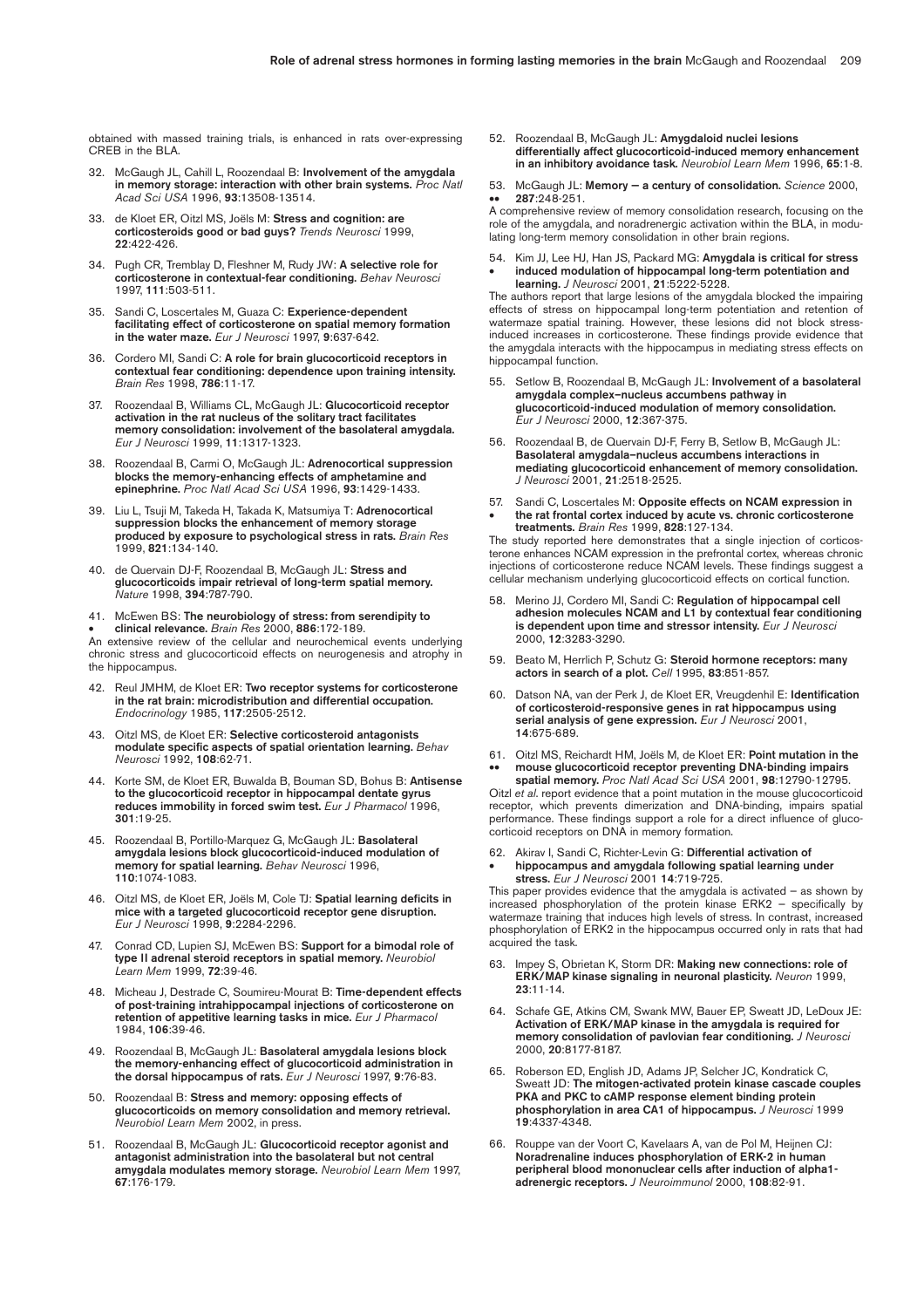obtained with massed training trials, is enhanced in rats over-expressing CREB in the BLA.

32. McGaugh JL, Cahill L, Roozendaal B: **Involvement of the amygdala in memory storage: interaction with other brain systems.** *Proc Natl Acad Sci USA* 1996, **93**:13508-13514.

33. de Kloet ER, Oitzl MS, Joëls M: **Stress and cognition: are corticosteroids good or bad guys?** *Trends Neurosci* 1999, **22**:422-426.

34. Pugh CR, Tremblay D, Fleshner M, Rudy JW: **A selective role for corticosterone in contextual-fear conditioning.** *Behav Neurosci* 1997, **111**:503-511.

35. Sandi C, Loscertales M, Guaza C: **Experience-dependent facilitating effect of corticosterone on spatial memory formation in the water maze.** *Eur J Neurosci* 1997, **9**:637-642.

36. Cordero MI, Sandi C: **A role for brain glucocorticoid receptors in contextual fear conditioning: dependence upon training intensity.** *Brain Res* 1998, **786**:11-17.

37. Roozendaal B, Williams CL, McGaugh JL: **Glucocorticoid receptor activation in the rat nucleus of the solitary tract facilitates memory consolidation: involvement of the basolateral amygdala.** *Eur J Neurosci* 1999, **11**:1317-1323.

38. Roozendaal B, Carmi O, McGaugh JL: **Adrenocortical suppression blocks the memory-enhancing effects of amphetamine and epinephrine.** *Proc Natl Acad Sci USA* 1996, **93**:1429-1433.

39. Liu L, Tsuji M, Takeda H, Takada K, Matsumiya T: **Adrenocortical suppression blocks the enhancement of memory storage produced by exposure to psychological stress in rats.** *Brain Res* 1999, **821**:134-140.

40. de Quervain DJ-F, Roozendaal B, McGaugh JL: **Stress and glucocorticoids impair retrieval of long-term spatial memory.** *Nature* 1998, **394**:787-790.

41. • McEwen BS: **The neurobiology of stress: from serendipity to clinical relevance.** *Brain Res* 2000, **886**:172-189.

An extensive review of the cellular and neurochemical events underlying chronic stress and glucocorticoid effects on neurogenesis and atrophy in the hippocampus.

42. Reul JMHM, de Kloet ER: **Two receptor systems for corticosterone in the rat brain: microdistribution and differential occupation.** *Endocrinology* 1985, **117**:2505-2512.

43. Oitzl MS, de Kloet ER: **Selective corticosteroid antagonists modulate specific aspects of spatial orientation learning.** *Behav Neurosci* 1992, **108**:62-71.

44. Korte SM, de Kloet ER, Buwalda B, Bouman SD, Bohus B: **Antisense to the glucocorticoid receptor in hippocampal dentate gyrus reduces immobility in forced swim test.** *Eur J Pharmacol* 1996, **301**:19-25.

45. Roozendaal B, Portillo-Marquez G, McGaugh JL: **Basolateral amygdala lesions block glucocorticoid-induced modulation of memory for spatial learning.** *Behav Neurosci* 1996, **110**:1074-1083.

46. Oitzl MS, de Kloet ER, Joëls M, Cole TJ: **Spatial learning deficits in mice with a targeted glucocorticoid receptor gene disruption.** *Eur J Neurosci* 1998, **9**:2284-2296.

47. Conrad CD, Lupien SJ, McEwen BS: **Support for a bimodal role of type II adrenal steroid receptors in spatial memory.** *Neurobiol Learn Mem* 1999, **72**:39-46.

48. Micheau J, Destrade C, Soumireu-Mourat B: **Time-dependent effects of post-training intrahippocampal injections of corticosterone on retention of appetitive learning tasks in mice.** *Eur J Pharmacol* 1984, **106**:39-46.

49. Roozendaal B, McGaugh JL: **Basolateral amygdala lesions block the memory-enhancing effect of glucocorticoid administration in the dorsal hippocampus of rats.** *Eur J Neurosci* 1997, **9**:76-83.

50. Roozendaal B: **Stress and memory: opposing effects of glucocorticoids on memory consolidation and memory retrieval.** *Neurobiol Learn Mem* 2002, in press.

51. Roozendaal B, McGaugh JL: **Glucocorticoid receptor agonist and antagonist administration into the basolateral but not central amygdala modulates memory storage.** *Neurobiol Learn Mem* 1997, **67**:176-179.

52. Roozendaal B, McGaugh JL: **Amygdaloid nuclei lesions differentially affect glucocorticoid-induced memory enhancement in an inhibitory avoidance task.** *Neurobiol Learn Mem* 1996, **65**:1-8.

53. •• McGaugh JL: **Memory — a century of consolidation.** *Science* 2000, **287**:248-251.

A comprehensive review of memory consolidation research, focusing on the role of the amygdala, and noradrenergic activation within the BLA, in modulating long-term memory consolidation in other brain regions.

54. • Kim JJ, Lee HJ, Han JS, Packard MG: **Amygdala is critical for stress induced modulation of hippocampal long-term potentiation and learning.** *J Neurosci* 2001, **21**:5222-5228.

The authors report that large lesions of the amygdala blocked the impairing effects of stress on hippocampal long-term potentiation and retention of watermaze spatial training. However, these lesions did not block stress-induced increases in corticosterone. These findings provide evidence that the amygdala interacts with the hippocampus in mediating stress effects on hippocampal function.

55. Setlow B, Roozendaal B, McGaugh JL: **Involvement of a basolateral amygdala complex–nucleus accumbens pathway in glucocorticoid-induced modulation of memory consolidation.** *Eur J Neurosci* 2000, **12**:367-375.

56. Roozendaal B, de Quervain DJ-F, Ferry B, Setlow B, McGaugh JL: **Basolateral amygdala–nucleus accumbens interactions in mediating glucocorticoid enhancement of memory consolidation.** *J Neurosci* 2001, **21**:2518-2525.

57. • Sandi C, Loscertales M: **Opposite effects on NCAM expression in the rat frontal cortex induced by acute vs. chronic corticosterone treatments.** *Brain Res* 1999, **828**:127-134.

The study reported here demonstrates that a single injection of corticosterone enhances NCAM expression in the prefrontal cortex, whereas chronic injections of corticosterone reduce NCAM levels. These findings suggest a cellular mechanism underlying glucocorticoid effects on cortical function.

58. Merino JJ, Cordero MI, Sandi C: **Regulation of hippocampal cell adhesion molecules NCAM and L1 by contextual fear conditioning is dependent upon time and stressor intensity.** *Eur J Neurosci* 2000, **12**:3283-3290.

59. Beato M, Herrlich P, Schutz G: **Steroid hormone receptors: many actors in search of a plot.** *Cell* 1995, **83**:851-857.

60. Datson NA, van der Perk J, de Kloet ER, Vreugdenhil E: **Identification of corticosteroid-responsive genes in rat hippocampus using serial analysis of gene expression.** *Eur J Neurosci* 2001, **14**:675-689.

61. •• Oitzl MS, Reichardt HM, Joëls M, de Kloet ER: **Point mutation in the mouse glucocorticoid receptor preventing DNA-binding impairs spatial memory.** *Proc Natl Acad Sci USA* 2001, **98**:12790-12795.

Oitzl *et al.* report evidence that a point mutation in the mouse glucocorticoid receptor, which prevents dimerization and DNA-binding, impairs spatial performance. These findings support a role for a direct influence of glucocorticoid receptors on DNA in memory formation.

62. • Akirav I, Sandi C, Richter-Levin G: **Differential activation of hippocampus and amygdala following spatial learning under stress.** *Eur J Neurosci* 2001 **14**:719-725.

This paper provides evidence that the amygdala is activated — as shown by increased phosphorylation of the protein kinase ERK2 — specifically by watermaze training that induces high levels of stress. In contrast, increased phosphorylation of ERK2 in the hippocampus occurred only in rats that had acquired the task.

63. Impey S, Obrietan K, Storm DR: **Making new connections: role of ERK/MAP kinase signaling in neuronal plasticity.** *Neuron* 1999, **23**:11-14.

64. Schafe GE, Atkins CM, Swank MW, Bauer EP, Sweatt JD, LeDoux JE: **Activation of ERK/MAP kinase in the amygdala is required for memory consolidation of pavlovian fear conditioning.** *J Neurosci* 2000, **20**:8177-8187.

65. Roberson ED, English JD, Adams JP, Selcher JC, Kondratick C, Sweatt JD: **The mitogen-activated protein kinase cascade couples PKA and PKC to cAMP response element binding protein phosphorylation in area CA1 of hippocampus.** *J Neurosci* 1999 **19**:4337-4348.

66. Rouppe van der Voort C, Kavelaars A, van de Pol M, Heijnen CJ: **Noradrenaline induces phosphorylation of ERK-2 in human peripheral blood mononuclear cells after induction of alpha1-adrenergic receptors.** *J Neuroimmunol* 2000, **108**:82-91.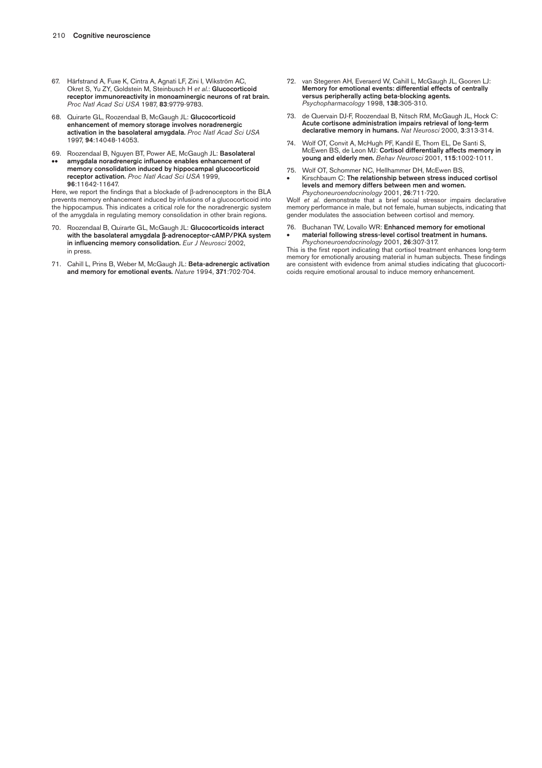67. Härfstrand A, Fuxe K, Cintra A, Agnati LF, Zini I, Wikström AC, Okret S, Yu ZY, Goldstein M, Steinbusch H *et al.*: **Glucocorticoid receptor immunoreactivity in monoaminergic neurons of rat brain.** *Proc Natl Acad Sci USA* 1987, **83**:9779-9783.

68. Quirarte GL, Roozendaal B, McGaugh JL: **Glucocorticoid enhancement of memory storage involves noradrenergic activation in the basolateral amygdala.** *Proc Natl Acad Sci USA* 1997, **94**:14048-14053.

69. •• Roozendaal B, Nguyen BT, Power AE, McGaugh JL: **Basolateral amygdala noradrenergic influence enables enhancement of memory consolidation induced by hippocampal glucocorticoid receptor activation.** *Proc Natl Acad Sci USA* 1999, **96**:11642-11647.

Here, we report the findings that a blockade of β-adrenoceptors in the BLA prevents memory enhancement induced by infusions of a glucocorticoid into the hippocampus. This indicates a critical role for the noradrenergic system of the amygdala in regulating memory consolidation in other brain regions.

70. Roozendaal B, Quirarte GL, McGaugh JL: **Glucocorticoids interact with the basolateral amygdala β-adrenoceptor-cAMP/PKA system in influencing memory consolidation.** *Eur J Neurosci* 2002, in press.

71. Cahill L, Prins B, Weber M, McGaugh JL: **Beta-adrenergic activation and memory for emotional events.** *Nature* 1994, **371**:702-704.

72. van Stegeren AH, Everaerd W, Cahill L, McGaugh JL, Gooren LJ: **Memory for emotional events: differential effects of centrally versus peripherally acting beta-blocking agents.** *Psychopharmacology* 1998, **138**:305-310.

73. de Quervain DJ-F, Roozendaal B, Nitsch RM, McGaugh JL, Hock C: **Acute cortisone administration impairs retrieval of long-term declarative memory in humans.** *Nat Neurosci* 2000, **3**:313-314.

74. Wolf OT, Convit A, McHugh PF, Kandil E, Thorn EL, De Santi S, McEwen BS, de Leon MJ: **Cortisol differentially affects memory in young and elderly men.** *Behav Neurosci* 2001, **115**:1002-1011.

75. • Wolf OT, Schommer NC, Hellhammer DH, McEwen BS, Kirschbaum C: **The relationship between stress induced cortisol levels and memory differs between men and women.** *Psychoneuroendocrinology* 2001, **26**:711-720.

Wolf *et al.* demonstrate that a brief social stressor impairs declarative memory performance in male, but not female, human subjects, indicating that gender modulates the association between cortisol and memory.

76. • Buchanan TW, Lovallo WR: **Enhanced memory for emotional material following stress-level cortisol treatment in humans.** *Psychoneuroendocrinology* 2001, **26**:307-317.

This is the first report indicating that cortisol treatment enhances long-term memory for emotionally arousing material in human subjects. These findings are consistent with evidence from animal studies indicating that glucocorticoids require emotional arousal to induce memory enhancement.